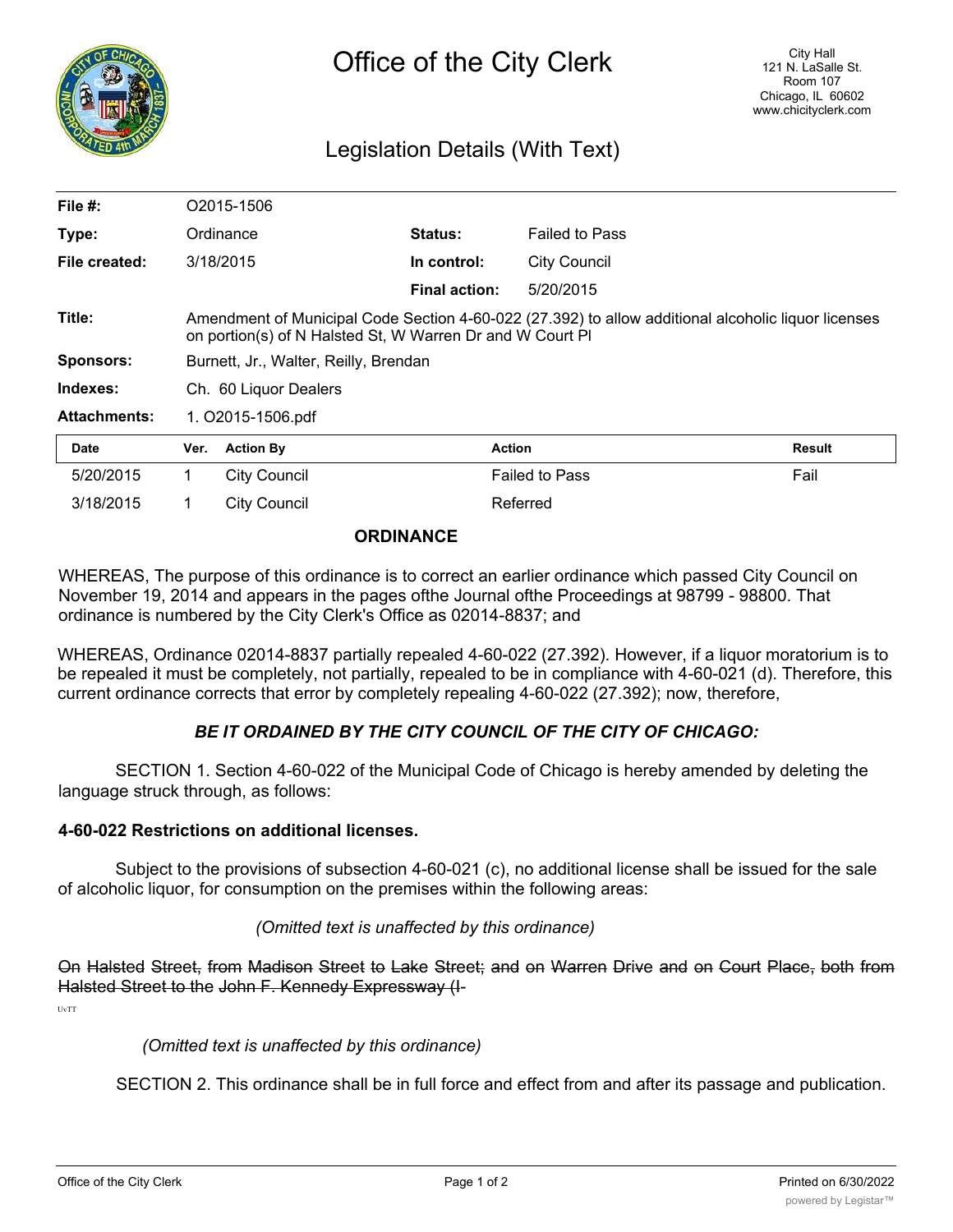# Office of the City Clerk

City Hall
121 N. LaSalle St.
Room 107
Chicago, IL 60602
www.chicityclerk.com

## Legislation Details (With Text)

| | | | |
|---|---|---|---|
| **File #:** | O2015-1506 | | |
| **Type:** | Ordinance | **Status:** | Failed to Pass |
| **File created:** | 3/18/2015 | **In control:** | City Council |
| | | **Final action:** | 5/20/2015 |
| **Title:** | Amendment of Municipal Code Section 4-60-022 (27.392) to allow additional alcoholic liquor licenses on portion(s) of N Halsted St, W Warren Dr and W Court Pl | | |
| **Sponsors:** | Burnett, Jr., Walter, Reilly, Brendan | | |
| **Indexes:** | Ch. 60 Liquor Dealers | | |
| **Attachments:** | 1. O2015-1506.pdf | | |

| Date | Ver. | Action By | Action | Result |
|---|---|---|---|---|
| 5/20/2015 | 1 | City Council | Failed to Pass | Fail |
| 3/18/2015 | 1 | City Council | Referred | |

**ORDINANCE**

WHEREAS, The purpose of this ordinance is to correct an earlier ordinance which passed City Council on November 19, 2014 and appears in the pages ofthe Journal ofthe Proceedings at 98799 - 98800. That ordinance is numbered by the City Clerk's Office as 02014-8837; and

WHEREAS, Ordinance 02014-8837 partially repealed 4-60-022 (27.392). However, if a liquor moratorium is to be repealed it must be completely, not partially, repealed to be in compliance with 4-60-021 (d). Therefore, this current ordinance corrects that error by completely repealing 4-60-022 (27.392); now, therefore,

***BE IT ORDAINED BY THE CITY COUNCIL OF THE CITY OF CHICAGO:***

SECTION 1. Section 4-60-022 of the Municipal Code of Chicago is hereby amended by deleting the language struck through, as follows:

**4-60-022 Restrictions on additional licenses.**

Subject to the provisions of subsection 4-60-021 (c), no additional license shall be issued for the sale of alcoholic liquor, for consumption on the premises within the following areas:

*(Omitted text is unaffected by this ordinance)*

~~On Halsted Street, from Madison Street to Lake Street; and on Warren Drive and on Court Place, both from Halsted Street to the John F. Kennedy Expressway (I-~~

UvTT

*(Omitted text is unaffected by this ordinance)*

SECTION 2. This ordinance shall be in full force and effect from and after its passage and publication.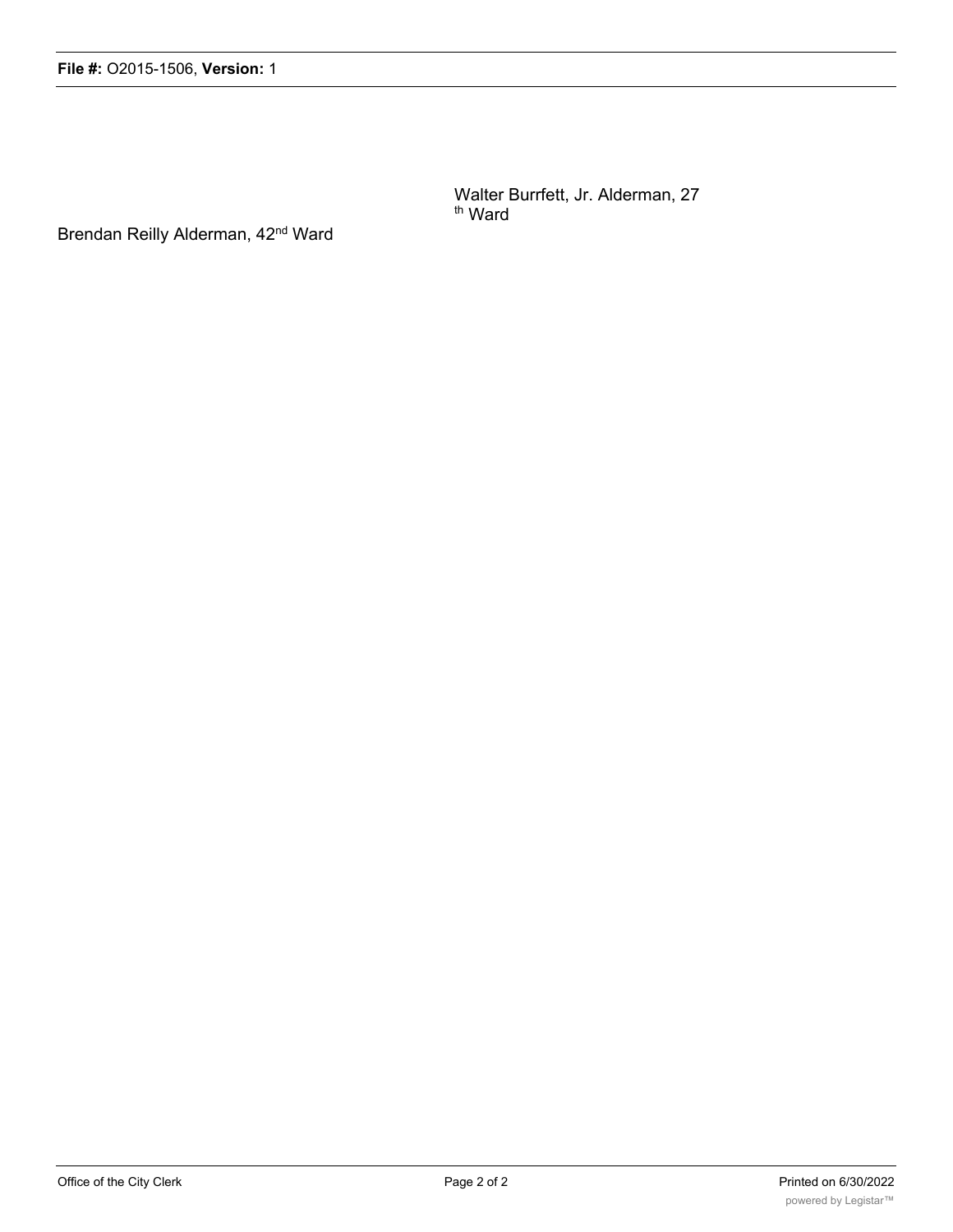Walter Burrfett, Jr. Alderman, 27th Ward

Brendan Reilly Alderman, 42nd Ward